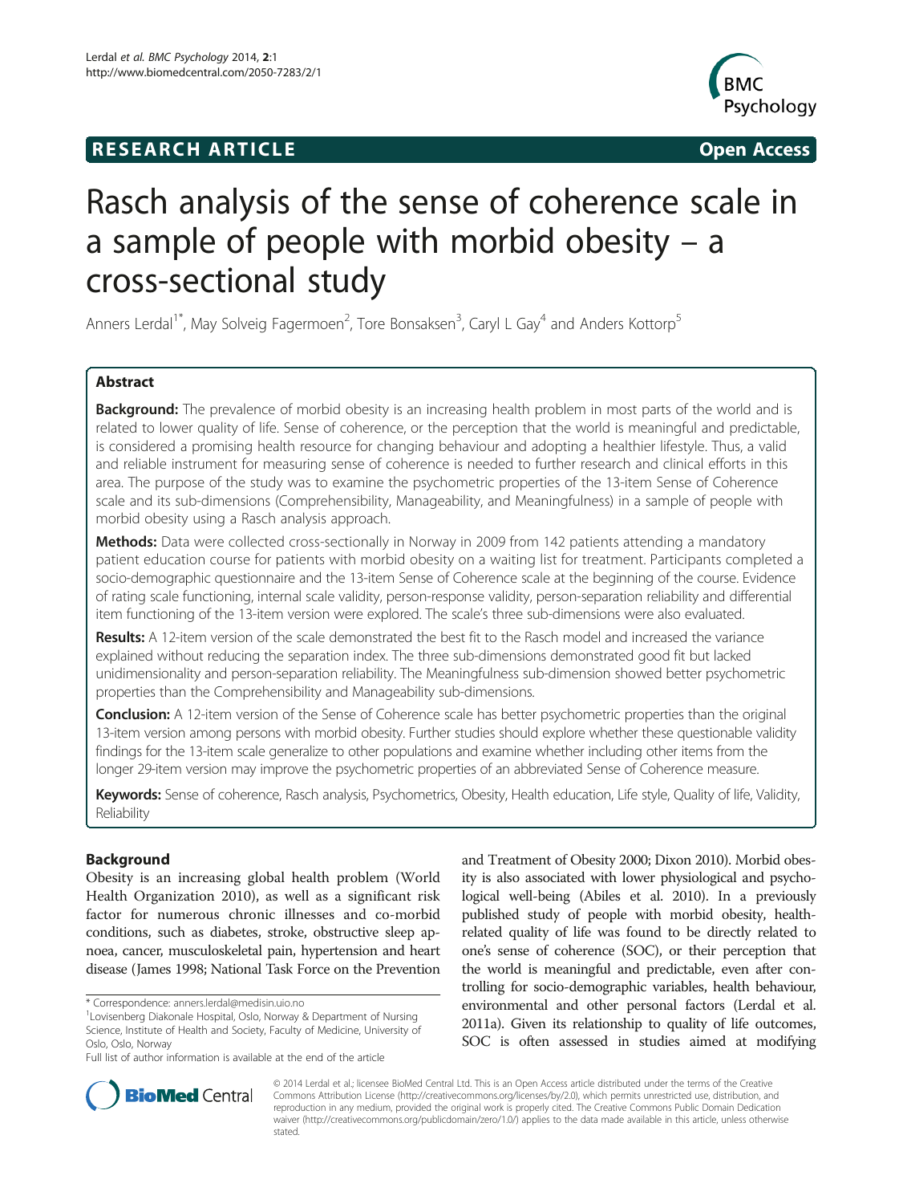**RESEARCH ARTICLE** **Open Access**

# Rasch analysis of the sense of coherence scale in a sample of people with morbid obesity – a cross-sectional study

Anners Lerdal[1*], May Solveig Fagermoen[2], Tore Bonsaksen[3], Caryl L Gay[4] and Anders Kottorp[5]

## Abstract

**Background:** The prevalence of morbid obesity is an increasing health problem in most parts of the world and is related to lower quality of life. Sense of coherence, or the perception that the world is meaningful and predictable, is considered a promising health resource for changing behaviour and adopting a healthier lifestyle. Thus, a valid and reliable instrument for measuring sense of coherence is needed to further research and clinical efforts in this area. The purpose of the study was to examine the psychometric properties of the 13-item Sense of Coherence scale and its sub-dimensions (Comprehensibility, Manageability, and Meaningfulness) in a sample of people with morbid obesity using a Rasch analysis approach.

**Methods:** Data were collected cross-sectionally in Norway in 2009 from 142 patients attending a mandatory patient education course for patients with morbid obesity on a waiting list for treatment. Participants completed a socio-demographic questionnaire and the 13-item Sense of Coherence scale at the beginning of the course. Evidence of rating scale functioning, internal scale validity, person-response validity, person-separation reliability and differential item functioning of the 13-item version were explored. The scale's three sub-dimensions were also evaluated.

**Results:** A 12-item version of the scale demonstrated the best fit to the Rasch model and increased the variance explained without reducing the separation index. The three sub-dimensions demonstrated good fit but lacked unidimensionality and person-separation reliability. The Meaningfulness sub-dimension showed better psychometric properties than the Comprehensibility and Manageability sub-dimensions.

**Conclusion:** A 12-item version of the Sense of Coherence scale has better psychometric properties than the original 13-item version among persons with morbid obesity. Further studies should explore whether these questionable validity findings for the 13-item scale generalize to other populations and examine whether including other items from the longer 29-item version may improve the psychometric properties of an abbreviated Sense of Coherence measure.

**Keywords:** Sense of coherence, Rasch analysis, Psychometrics, Obesity, Health education, Life style, Quality of life, Validity, Reliability

## Background

Obesity is an increasing global health problem (World Health Organization 2010), as well as a significant risk factor for numerous chronic illnesses and co-morbid conditions, such as diabetes, stroke, obstructive sleep apnoea, cancer, musculoskeletal pain, hypertension and heart disease (James 1998; National Task Force on the Prevention and Treatment of Obesity 2000; Dixon 2010). Morbid obesity is also associated with lower physiological and psychological well-being (Abiles et al. 2010). In a previously published study of people with morbid obesity, health-related quality of life was found to be directly related to one's sense of coherence (SOC), or their perception that the world is meaningful and predictable, even after controlling for socio-demographic variables, health behaviour, environmental and other personal factors (Lerdal et al. 2011a). Given its relationship to quality of life outcomes, SOC is often assessed in studies aimed at modifying

\* Correspondence: anners.lerdal@medisin.uio.no
[1]Lovisenberg Diakonale Hospital, Oslo, Norway & Department of Nursing Science, Institute of Health and Society, Faculty of Medicine, University of Oslo, Oslo, Norway

Full list of author information is available at the end of the article

© 2014 Lerdal et al.; licensee BioMed Central Ltd. This is an Open Access article distributed under the terms of the Creative Commons Attribution License (http://creativecommons.org/licenses/by/2.0), which permits unrestricted use, distribution, and reproduction in any medium, provided the original work is properly cited. The Creative Commons Public Domain Dedication waiver (http://creativecommons.org/publicdomain/zero/1.0/) applies to the data made available in this article, unless otherwise stated.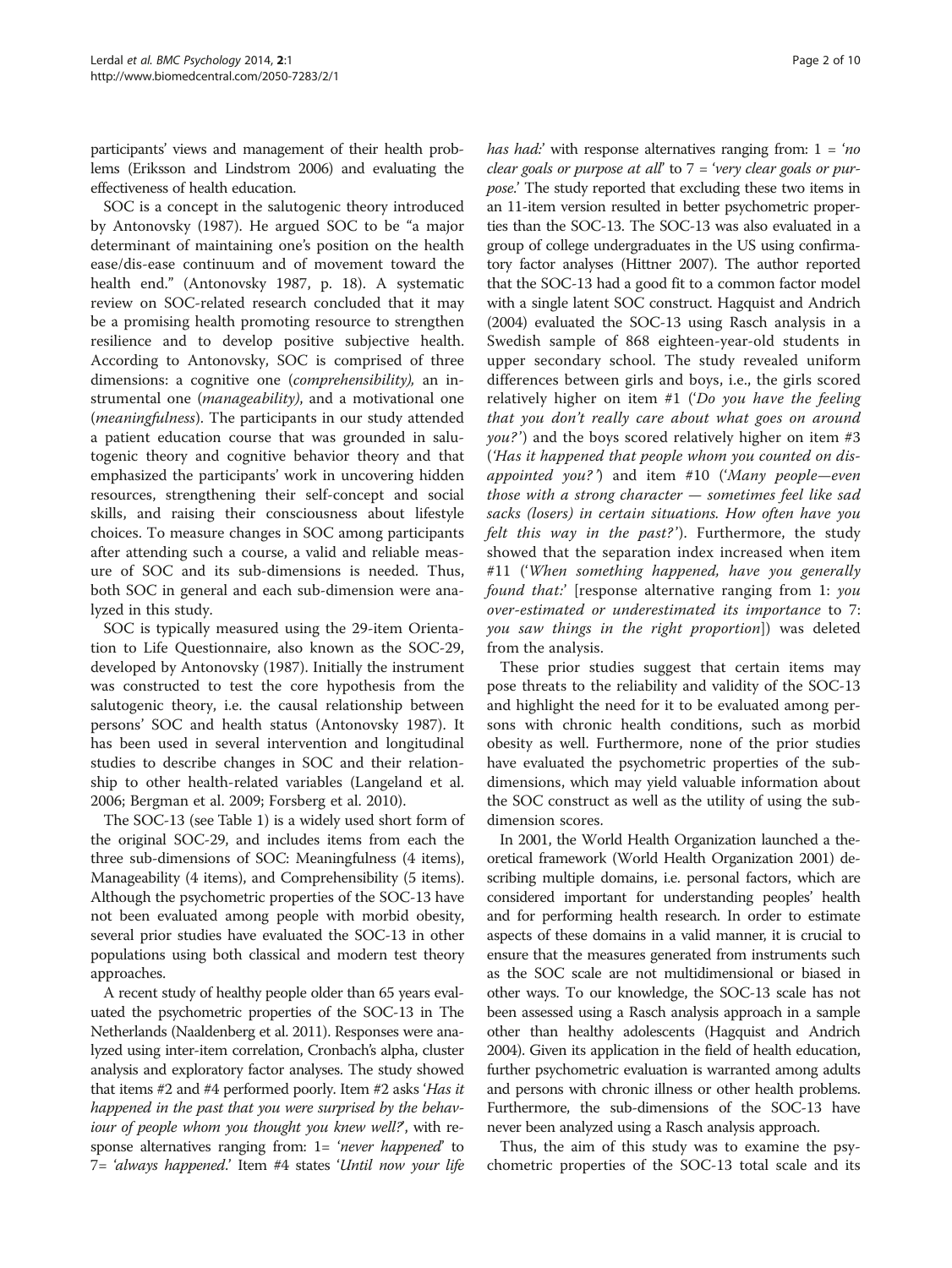participants' views and management of their health problems (Eriksson and Lindstrom 2006) and evaluating the effectiveness of health education.

SOC is a concept in the salutogenic theory introduced by Antonovsky (1987). He argued SOC to be "a major determinant of maintaining one's position on the health ease/dis-ease continuum and of movement toward the health end." (Antonovsky 1987, p. 18). A systematic review on SOC-related research concluded that it may be a promising health promoting resource to strengthen resilience and to develop positive subjective health. According to Antonovsky, SOC is comprised of three dimensions: a cognitive one (*comprehensibility*), an instrumental one (*manageability*), and a motivational one (*meaningfulness*). The participants in our study attended a patient education course that was grounded in salutogenic theory and cognitive behavior theory and that emphasized the participants' work in uncovering hidden resources, strengthening their self-concept and social skills, and raising their consciousness about lifestyle choices. To measure changes in SOC among participants after attending such a course, a valid and reliable measure of SOC and its sub-dimensions is needed. Thus, both SOC in general and each sub-dimension were analyzed in this study.

SOC is typically measured using the 29-item Orientation to Life Questionnaire, also known as the SOC-29, developed by Antonovsky (1987). Initially the instrument was constructed to test the core hypothesis from the salutogenic theory, i.e. the causal relationship between persons' SOC and health status (Antonovsky 1987). It has been used in several intervention and longitudinal studies to describe changes in SOC and their relationship to other health-related variables (Langeland et al. 2006; Bergman et al. 2009; Forsberg et al. 2010).

The SOC-13 (see Table 1) is a widely used short form of the original SOC-29, and includes items from each the three sub-dimensions of SOC: Meaningfulness (4 items), Manageability (4 items), and Comprehensibility (5 items). Although the psychometric properties of the SOC-13 have not been evaluated among people with morbid obesity, several prior studies have evaluated the SOC-13 in other populations using both classical and modern test theory approaches.

A recent study of healthy people older than 65 years evaluated the psychometric properties of the SOC-13 in The Netherlands (Naaldenberg et al. 2011). Responses were analyzed using inter-item correlation, Cronbach's alpha, cluster analysis and exploratory factor analyses. The study showed that items #2 and #4 performed poorly. Item #2 asks '*Has it happened in the past that you were surprised by the behaviour of people whom you thought you knew well?*', with response alternatives ranging from: 1= '*never happened*' to 7= '*always happened*.' Item #4 states '*Until now your life has had:*' with response alternatives ranging from: 1 = '*no clear goals or purpose at all*' to 7 = '*very clear goals or purpose*.' The study reported that excluding these two items in an 11-item version resulted in better psychometric properties than the SOC-13. The SOC-13 was also evaluated in a group of college undergraduates in the US using confirmatory factor analyses (Hittner 2007). The author reported that the SOC-13 had a good fit to a common factor model with a single latent SOC construct. Hagquist and Andrich (2004) evaluated the SOC-13 using Rasch analysis in a Swedish sample of 868 eighteen-year-old students in upper secondary school. The study revealed uniform differences between girls and boys, i.e., the girls scored relatively higher on item #1 ('*Do you have the feeling that you don't really care about what goes on around you?*') and the boys scored relatively higher on item #3 ('*Has it happened that people whom you counted on disappointed you?*') and item #10 ('*Many people—even those with a strong character — sometimes feel like sad sacks (losers) in certain situations. How often have you felt this way in the past?*'). Furthermore, the study showed that the separation index increased when item #11 ('*When something happened, have you generally found that:*' [response alternative ranging from 1: *you over-estimated or underestimated its importance* to 7: *you saw things in the right proportion*]) was deleted from the analysis.

These prior studies suggest that certain items may pose threats to the reliability and validity of the SOC-13 and highlight the need for it to be evaluated among persons with chronic health conditions, such as morbid obesity as well. Furthermore, none of the prior studies have evaluated the psychometric properties of the sub-dimensions, which may yield valuable information about the SOC construct as well as the utility of using the sub-dimension scores.

In 2001, the World Health Organization launched a theoretical framework (World Health Organization 2001) describing multiple domains, i.e. personal factors, which are considered important for understanding peoples' health and for performing health research. In order to estimate aspects of these domains in a valid manner, it is crucial to ensure that the measures generated from instruments such as the SOC scale are not multidimensional or biased in other ways. To our knowledge, the SOC-13 scale has not been assessed using a Rasch analysis approach in a sample other than healthy adolescents (Hagquist and Andrich 2004). Given its application in the field of health education, further psychometric evaluation is warranted among adults and persons with chronic illness or other health problems. Furthermore, the sub-dimensions of the SOC-13 have never been analyzed using a Rasch analysis approach.

Thus, the aim of this study was to examine the psychometric properties of the SOC-13 total scale and its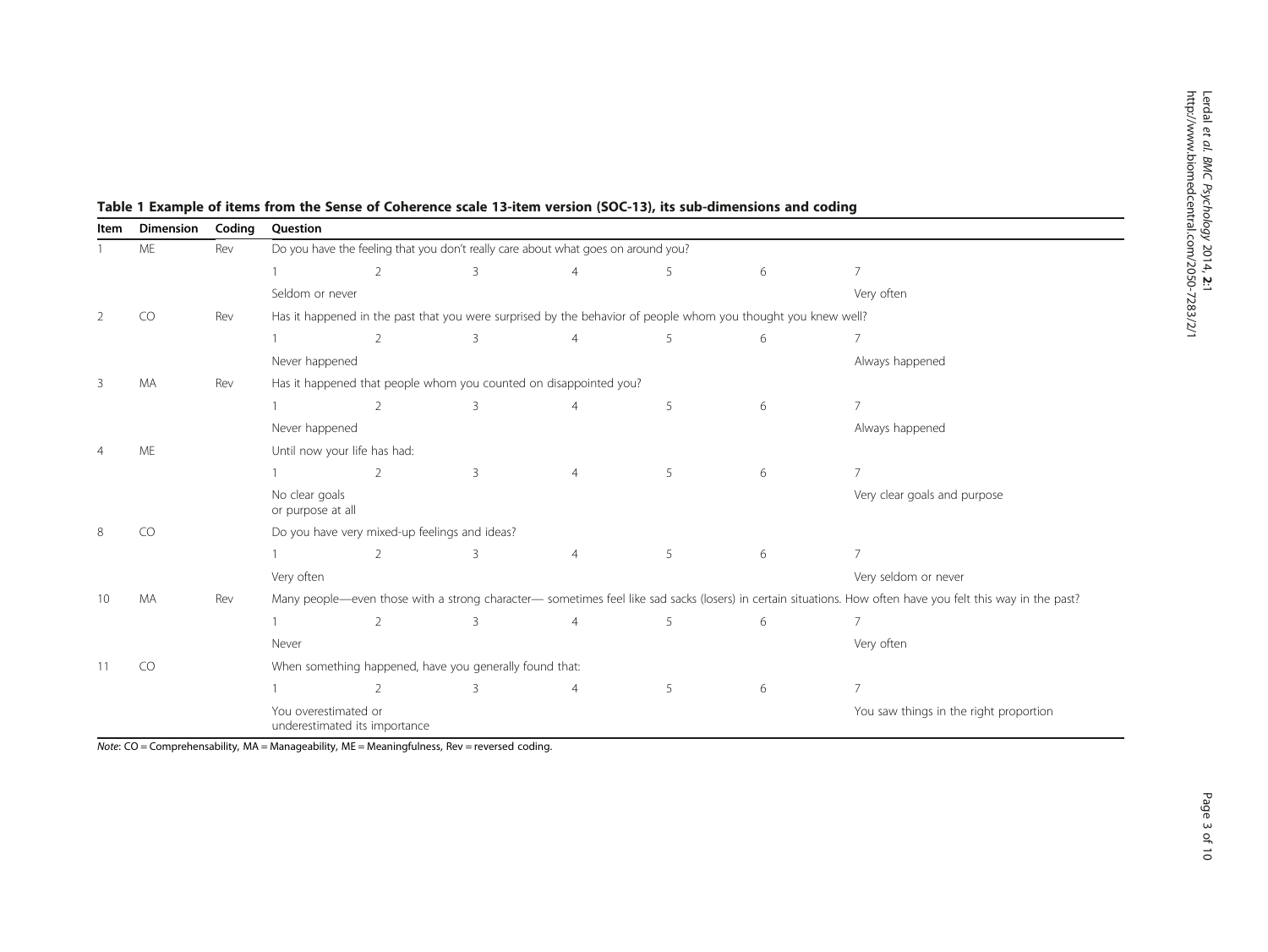**Table 1 Example of items from the Sense of Coherence scale 13-item version (SOC-13), its sub-dimensions and coding**

| Item | Dimension | Coding | Question | | | | | | |
|---|---|---|---|---|---|---|---|---|---|
| 1 | ME | Rev | Do you have the feeling that you don't really care about what goes on around you? | | | | | | |
| | | | 1 | 2 | 3 | 4 | 5 | 6 | 7 |
| | | | Seldom or never | | | | | | Very often |
| 2 | CO | Rev | Has it happened in the past that you were surprised by the behavior of people whom you thought you knew well? | | | | | | |
| | | | 1 | 2 | 3 | 4 | 5 | 6 | 7 |
| | | | Never happened | | | | | | Always happened |
| 3 | MA | Rev | Has it happened that people whom you counted on disappointed you? | | | | | | |
| | | | 1 | 2 | 3 | 4 | 5 | 6 | 7 |
| | | | Never happened | | | | | | Always happened |
| 4 | ME | | Until now your life has had: | | | | | | |
| | | | 1 | 2 | 3 | 4 | 5 | 6 | 7 |
| | | | No clear goals or purpose at all | | | | | | Very clear goals and purpose |
| 8 | CO | | Do you have very mixed-up feelings and ideas? | | | | | | |
| | | | 1 | 2 | 3 | 4 | 5 | 6 | 7 |
| | | | Very often | | | | | | Very seldom or never |
| 10 | MA | Rev | Many people—even those with a strong character— sometimes feel like sad sacks (losers) in certain situations. How often have you felt this way in the past? | | | | | | |
| | | | 1 | 2 | 3 | 4 | 5 | 6 | 7 |
| | | | Never | | | | | | Very often |
| 11 | CO | | When something happened, have you generally found that: | | | | | | |
| | | | 1 | 2 | 3 | 4 | 5 | 6 | 7 |
| | | | You overestimated or underestimated its importance | | | | | | You saw things in the right proportion |

*Note*: CO = Comprehensability, MA = Manageability, ME = Meaningfulness, Rev = reversed coding.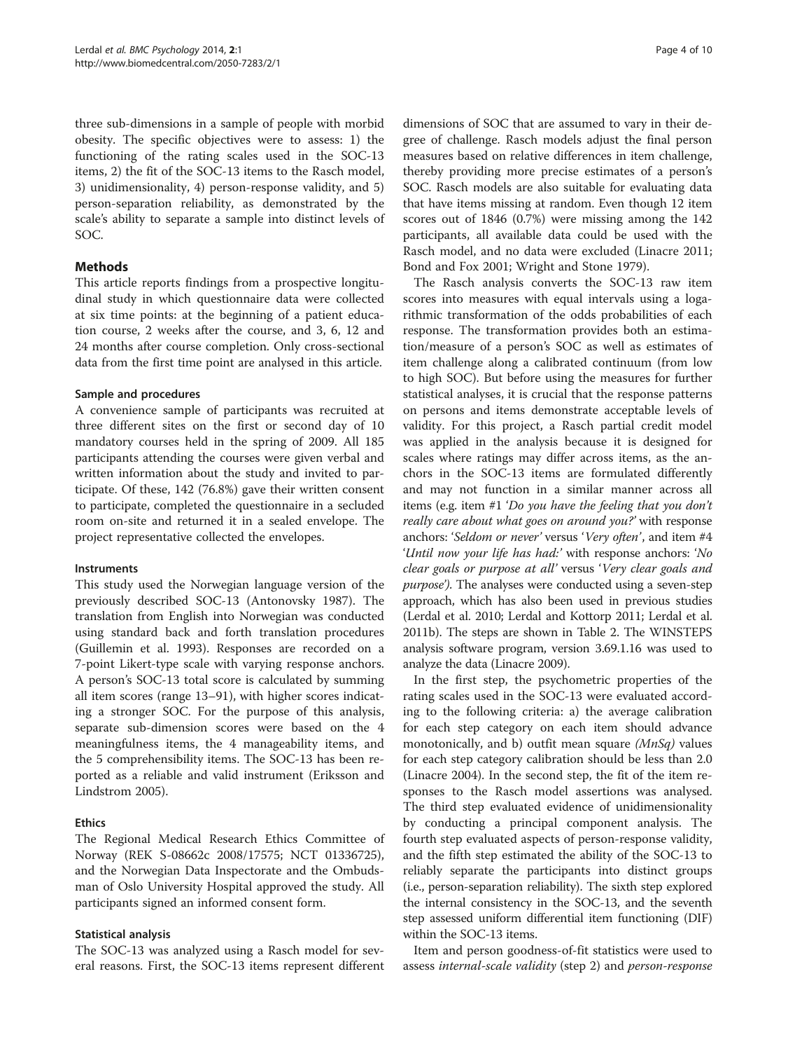three sub-dimensions in a sample of people with morbid obesity. The specific objectives were to assess: 1) the functioning of the rating scales used in the SOC-13 items, 2) the fit of the SOC-13 items to the Rasch model, 3) unidimensionality, 4) person-response validity, and 5) person-separation reliability, as demonstrated by the scale's ability to separate a sample into distinct levels of SOC.

## Methods

This article reports findings from a prospective longitudinal study in which questionnaire data were collected at six time points: at the beginning of a patient education course, 2 weeks after the course, and 3, 6, 12 and 24 months after course completion. Only cross-sectional data from the first time point are analysed in this article.

### Sample and procedures

A convenience sample of participants was recruited at three different sites on the first or second day of 10 mandatory courses held in the spring of 2009. All 185 participants attending the courses were given verbal and written information about the study and invited to participate. Of these, 142 (76.8%) gave their written consent to participate, completed the questionnaire in a secluded room on-site and returned it in a sealed envelope. The project representative collected the envelopes.

### Instruments

This study used the Norwegian language version of the previously described SOC-13 (Antonovsky 1987). The translation from English into Norwegian was conducted using standard back and forth translation procedures (Guillemin et al. 1993). Responses are recorded on a 7-point Likert-type scale with varying response anchors. A person's SOC-13 total score is calculated by summing all item scores (range 13–91), with higher scores indicating a stronger SOC. For the purpose of this analysis, separate sub-dimension scores were based on the 4 meaningfulness items, the 4 manageability items, and the 5 comprehensibility items. The SOC-13 has been reported as a reliable and valid instrument (Eriksson and Lindstrom 2005).

### Ethics

The Regional Medical Research Ethics Committee of Norway (REK S-08662c 2008/17575; NCT 01336725), and the Norwegian Data Inspectorate and the Ombudsman of Oslo University Hospital approved the study. All participants signed an informed consent form.

### Statistical analysis

The SOC-13 was analyzed using a Rasch model for several reasons. First, the SOC-13 items represent different dimensions of SOC that are assumed to vary in their degree of challenge. Rasch models adjust the final person measures based on relative differences in item challenge, thereby providing more precise estimates of a person's SOC. Rasch models are also suitable for evaluating data that have items missing at random. Even though 12 item scores out of 1846 (0.7%) were missing among the 142 participants, all available data could be used with the Rasch model, and no data were excluded (Linacre 2011; Bond and Fox 2001; Wright and Stone 1979).

The Rasch analysis converts the SOC-13 raw item scores into measures with equal intervals using a logarithmic transformation of the odds probabilities of each response. The transformation provides both an estimation/measure of a person's SOC as well as estimates of item challenge along a calibrated continuum (from low to high SOC). But before using the measures for further statistical analyses, it is crucial that the response patterns on persons and items demonstrate acceptable levels of validity. For this project, a Rasch partial credit model was applied in the analysis because it is designed for scales where ratings may differ across items, as the anchors in the SOC-13 items are formulated differently and may not function in a similar manner across all items (e.g. item #1 '*Do you have the feeling that you don't really care about what goes on around you?*' with response anchors: '*Seldom or never*' versus '*Very often*', and item #4 '*Until now your life has had:*' with response anchors: '*No clear goals or purpose at all*' versus '*Very clear goals and purpose*'). The analyses were conducted using a seven-step approach, which has also been used in previous studies (Lerdal et al. 2010; Lerdal and Kottorp 2011; Lerdal et al. 2011b). The steps are shown in Table 2. The WINSTEPS analysis software program, version 3.69.1.16 was used to analyze the data (Linacre 2009).

In the first step, the psychometric properties of the rating scales used in the SOC-13 were evaluated according to the following criteria: a) the average calibration for each step category on each item should advance monotonically, and b) outfit mean square *(MnSq)* values for each step category calibration should be less than 2.0 (Linacre 2004). In the second step, the fit of the item responses to the Rasch model assertions was analysed. The third step evaluated evidence of unidimensionality by conducting a principal component analysis. The fourth step evaluated aspects of person-response validity, and the fifth step estimated the ability of the SOC-13 to reliably separate the participants into distinct groups (i.e., person-separation reliability). The sixth step explored the internal consistency in the SOC-13, and the seventh step assessed uniform differential item functioning (DIF) within the SOC-13 items.

Item and person goodness-of-fit statistics were used to assess *internal-scale validity* (step 2) and *person-response*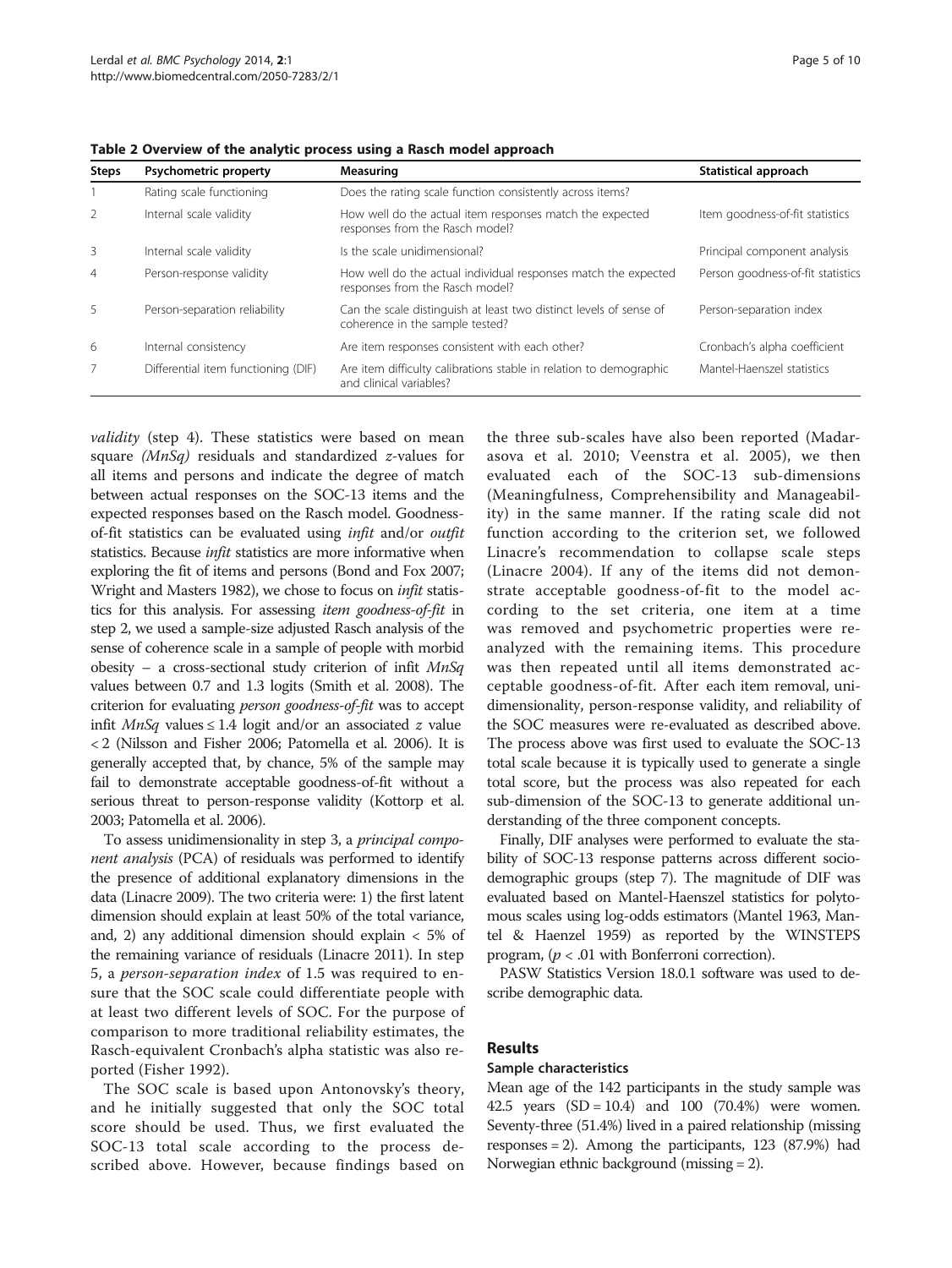**Table 2 Overview of the analytic process using a Rasch model approach**

| Steps | Psychometric property | Measuring | Statistical approach |
| --- | --- | --- | --- |
| 1 | Rating scale functioning | Does the rating scale function consistently across items? | |
| 2 | Internal scale validity | How well do the actual item responses match the expected responses from the Rasch model? | Item goodness-of-fit statistics |
| 3 | Internal scale validity | Is the scale unidimensional? | Principal component analysis |
| 4 | Person-response validity | How well do the actual individual responses match the expected responses from the Rasch model? | Person goodness-of-fit statistics |
| 5 | Person-separation reliability | Can the scale distinguish at least two distinct levels of sense of coherence in the sample tested? | Person-separation index |
| 6 | Internal consistency | Are item responses consistent with each other? | Cronbach's alpha coefficient |
| 7 | Differential item functioning (DIF) | Are item difficulty calibrations stable in relation to demographic and clinical variables? | Mantel-Haenszel statistics |

*validity* (step 4). These statistics were based on mean square *(MnSq)* residuals and standardized z-values for all items and persons and indicate the degree of match between actual responses on the SOC-13 items and the expected responses based on the Rasch model. Goodness-of-fit statistics can be evaluated using *infit* and/or *outfit* statistics. Because *infit* statistics are more informative when exploring the fit of items and persons (Bond and Fox 2007; Wright and Masters 1982), we chose to focus on *infit* statistics for this analysis. For assessing *item goodness-of-fit* in step 2, we used a sample-size adjusted Rasch analysis of the sense of coherence scale in a sample of people with morbid obesity – a cross-sectional study criterion of infit *MnSq* values between 0.7 and 1.3 logits (Smith et al. 2008). The criterion for evaluating *person goodness-of-fit* was to accept infit *MnSq* values ≤ 1.4 logit and/or an associated z value < 2 (Nilsson and Fisher 2006; Patomella et al. 2006). It is generally accepted that, by chance, 5% of the sample may fail to demonstrate acceptable goodness-of-fit without a serious threat to person-response validity (Kottorp et al. 2003; Patomella et al. 2006).

To assess unidimensionality in step 3, a *principal component analysis* (PCA) of residuals was performed to identify the presence of additional explanatory dimensions in the data (Linacre 2009). The two criteria were: 1) the first latent dimension should explain at least 50% of the total variance, and, 2) any additional dimension should explain < 5% of the remaining variance of residuals (Linacre 2011). In step 5, a *person-separation index* of 1.5 was required to ensure that the SOC scale could differentiate people with at least two different levels of SOC. For the purpose of comparison to more traditional reliability estimates, the Rasch-equivalent Cronbach's alpha statistic was also reported (Fisher 1992).

The SOC scale is based upon Antonovsky's theory, and he initially suggested that only the SOC total score should be used. Thus, we first evaluated the SOC-13 total scale according to the process described above. However, because findings based on the three sub-scales have also been reported (Madarasova et al. 2010; Veenstra et al. 2005), we then evaluated each of the SOC-13 sub-dimensions (Meaningfulness, Comprehensibility and Manageability) in the same manner. If the rating scale did not function according to the criterion set, we followed Linacre's recommendation to collapse scale steps (Linacre 2004). If any of the items did not demonstrate acceptable goodness-of-fit to the model according to the set criteria, one item at a time was removed and psychometric properties were re-analyzed with the remaining items. This procedure was then repeated until all items demonstrated acceptable goodness-of-fit. After each item removal, unidimensionality, person-response validity, and reliability of the SOC measures were re-evaluated as described above. The process above was first used to evaluate the SOC-13 total scale because it is typically used to generate a single total score, but the process was also repeated for each sub-dimension of the SOC-13 to generate additional understanding of the three component concepts.

Finally, DIF analyses were performed to evaluate the stability of SOC-13 response patterns across different sociodemographic groups (step 7). The magnitude of DIF was evaluated based on Mantel-Haenszel statistics for polytomous scales using log-odds estimators (Mantel 1963, Mantel & Haenzel 1959) as reported by the WINSTEPS program, ($p < .01$ with Bonferroni correction).

PASW Statistics Version 18.0.1 software was used to describe demographic data.

## Results

### Sample characteristics

Mean age of the 142 participants in the study sample was 42.5 years (SD = 10.4) and 100 (70.4%) were women. Seventy-three (51.4%) lived in a paired relationship (missing responses = 2). Among the participants, 123 (87.9%) had Norwegian ethnic background (missing = 2).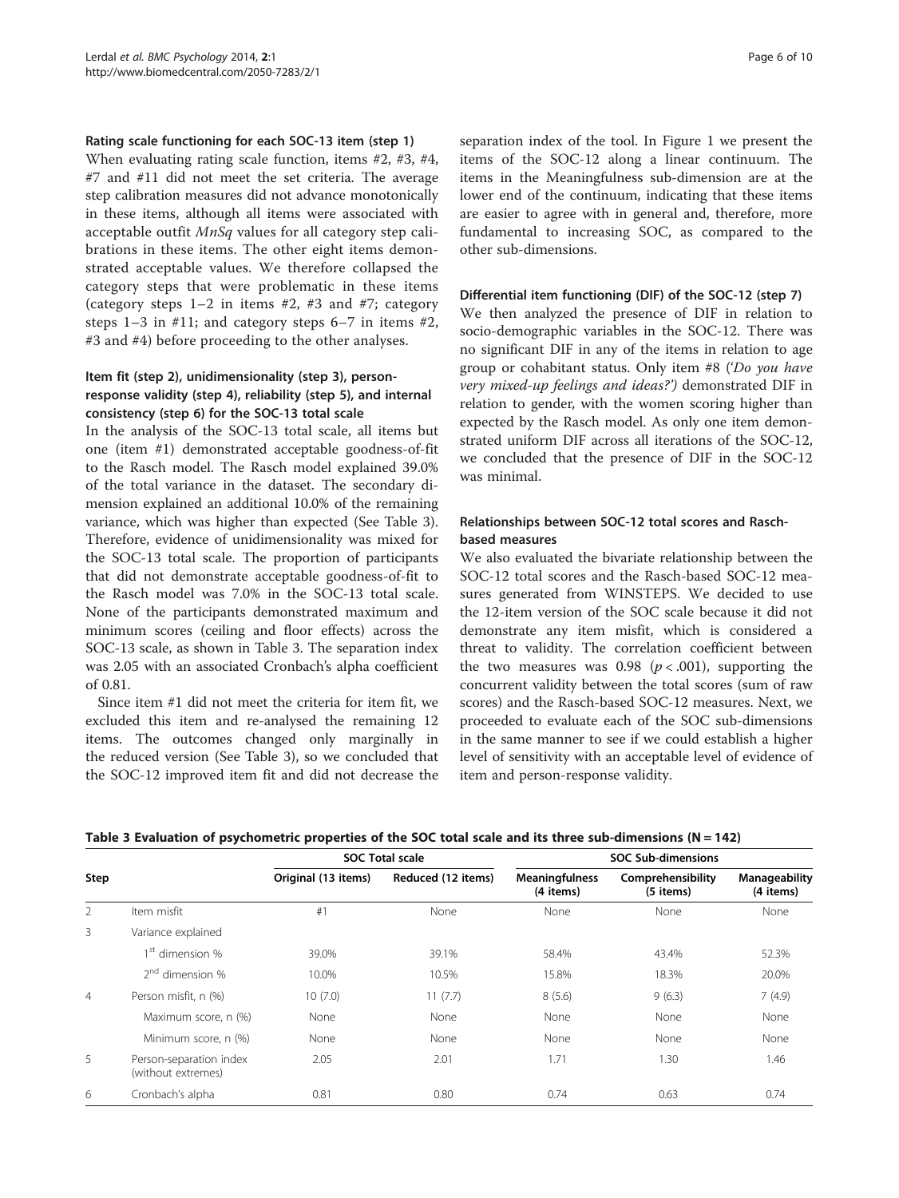### Rating scale functioning for each SOC-13 item (step 1)

When evaluating rating scale function, items #2, #3, #4, #7 and #11 did not meet the set criteria. The average step calibration measures did not advance monotonically in these items, although all items were associated with acceptable outfit *MnSq* values for all category step calibrations in these items. The other eight items demonstrated acceptable values. We therefore collapsed the category steps that were problematic in these items (category steps 1–2 in items #2, #3 and #7; category steps 1–3 in #11; and category steps 6–7 in items #2, #3 and #4) before proceeding to the other analyses.

### Item fit (step 2), unidimensionality (step 3), person-response validity (step 4), reliability (step 5), and internal consistency (step 6) for the SOC-13 total scale

In the analysis of the SOC-13 total scale, all items but one (item #1) demonstrated acceptable goodness-of-fit to the Rasch model. The Rasch model explained 39.0% of the total variance in the dataset. The secondary dimension explained an additional 10.0% of the remaining variance, which was higher than expected (See Table 3). Therefore, evidence of unidimensionality was mixed for the SOC-13 total scale. The proportion of participants that did not demonstrate acceptable goodness-of-fit to the Rasch model was 7.0% in the SOC-13 total scale. None of the participants demonstrated maximum and minimum scores (ceiling and floor effects) across the SOC-13 scale, as shown in Table 3. The separation index was 2.05 with an associated Cronbach's alpha coefficient of 0.81.

Since item #1 did not meet the criteria for item fit, we excluded this item and re-analysed the remaining 12 items. The outcomes changed only marginally in the reduced version (See Table 3), so we concluded that the SOC-12 improved item fit and did not decrease the separation index of the tool. In Figure 1 we present the items of the SOC-12 along a linear continuum. The items in the Meaningfulness sub-dimension are at the lower end of the continuum, indicating that these items are easier to agree with in general and, therefore, more fundamental to increasing SOC, as compared to the other sub-dimensions.

### Differential item functioning (DIF) of the SOC-12 (step 7)

We then analyzed the presence of DIF in relation to socio-demographic variables in the SOC-12. There was no significant DIF in any of the items in relation to age group or cohabitant status. Only item #8 (*'Do you have very mixed-up feelings and ideas?'*) demonstrated DIF in relation to gender, with the women scoring higher than expected by the Rasch model. As only one item demonstrated uniform DIF across all iterations of the SOC-12, we concluded that the presence of DIF in the SOC-12 was minimal.

### Relationships between SOC-12 total scores and Rasch-based measures

We also evaluated the bivariate relationship between the SOC-12 total scores and the Rasch-based SOC-12 measures generated from WINSTEPS. We decided to use the 12-item version of the SOC scale because it did not demonstrate any item misfit, which is considered a threat to validity. The correlation coefficient between the two measures was 0.98 ($p < .001$), supporting the concurrent validity between the total scores (sum of raw scores) and the Rasch-based SOC-12 measures. Next, we proceeded to evaluate each of the SOC sub-dimensions in the same manner to see if we could establish a higher level of sensitivity with an acceptable level of evidence of item and person-response validity.

**Table 3 Evaluation of psychometric properties of the SOC total scale and its three sub-dimensions (N = 142)**

| Step | | SOC Total scale | | SOC Sub-dimensions | | |
|---|---|---|---|---|---|---|
| | | Original (13 items) | Reduced (12 items) | Meaningfulness (4 items) | Comprehensibility (5 items) | Manageability (4 items) |
| 2 | Item misfit | #1 | None | None | None | None |
| 3 | Variance explained | | | | | |
| | 1st dimension % | 39.0% | 39.1% | 58.4% | 43.4% | 52.3% |
| | 2nd dimension % | 10.0% | 10.5% | 15.8% | 18.3% | 20.0% |
| 4 | Person misfit, n (%) | 10 (7.0) | 11 (7.7) | 8 (5.6) | 9 (6.3) | 7 (4.9) |
| | Maximum score, n (%) | None | None | None | None | None |
| | Minimum score, n (%) | None | None | None | None | None |
| 5 | Person-separation index (without extremes) | 2.05 | 2.01 | 1.71 | 1.30 | 1.46 |
| 6 | Cronbach's alpha | 0.81 | 0.80 | 0.74 | 0.63 | 0.74 |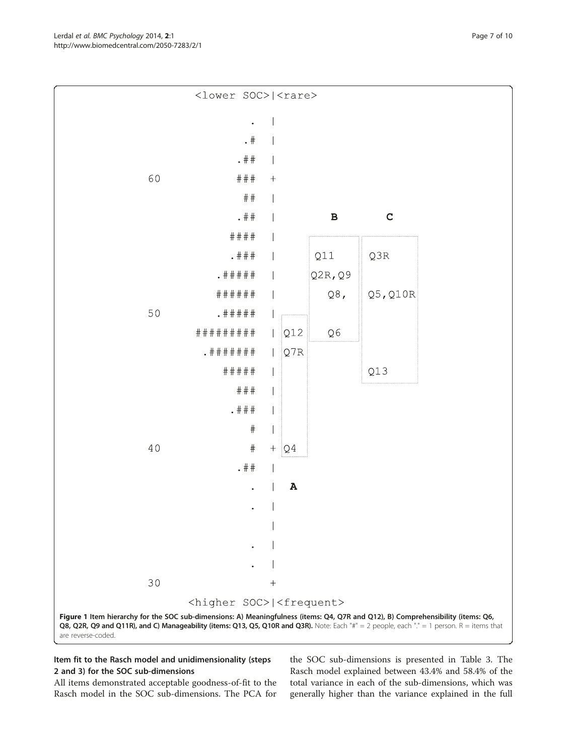```
                    <lower SOC>|<rare>

                         .  |
                        .#  |
                       .##  |
60                     ###  +
                        ##  |
                       .##  |          B          C
                      ####  |
                      .###  |        Q11        Q3R
                    .#####  |        Q2R,Q9
                    ######  |          Q8,      Q5,Q10R
50                  .#####  |
                 #########  | Q12      Q6
                 .#######   | Q7R
                    #####   |                   Q13
                      ###   |
                     .###   |
                        #   |
40                      #   + Q4
                      .##   |
                        .   |  A
                        .   |
                            |
                        .   |
                        .   |
30                          +
                   <higher SOC>|<frequent>
```

**Figure 1 Item hierarchy for the SOC sub-dimensions: A) Meaningfulness (items: Q4, Q7R and Q12), B) Comprehensibility (items: Q6, Q8, Q2R, Q9 and Q11R), and C) Manageability (items: Q13, Q5, Q10R and Q3R).** Note: Each "#" = 2 people, each "." = 1 person. R = items that are reverse-coded.

### Item fit to the Rasch model and unidimensionality (steps 2 and 3) for the SOC sub-dimensions

All items demonstrated acceptable goodness-of-fit to the Rasch model in the SOC sub-dimensions. The PCA for the SOC sub-dimensions is presented in Table 3. The Rasch model explained between 43.4% and 58.4% of the total variance in each of the sub-dimensions, which was generally higher than the variance explained in the full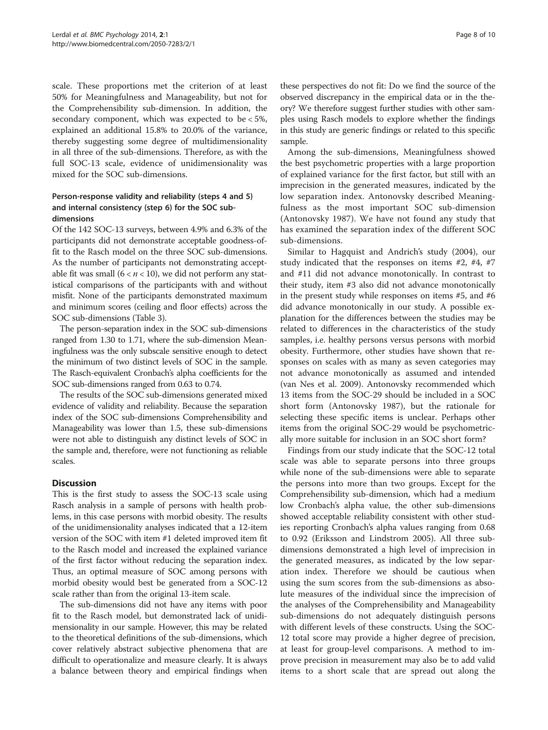scale. These proportions met the criterion of at least 50% for Meaningfulness and Manageability, but not for the Comprehensibility sub-dimension. In addition, the secondary component, which was expected to be < 5%, explained an additional 15.8% to 20.0% of the variance, thereby suggesting some degree of multidimensionality in all three of the sub-dimensions. Therefore, as with the full SOC-13 scale, evidence of unidimensionality was mixed for the SOC sub-dimensions.

### Person-response validity and reliability (steps 4 and 5) and internal consistency (step 6) for the SOC sub-dimensions

Of the 142 SOC-13 surveys, between 4.9% and 6.3% of the participants did not demonstrate acceptable goodness-of-fit to the Rasch model on the three SOC sub-dimensions. As the number of participants not demonstrating acceptable fit was small ($6 < n < 10$), we did not perform any statistical comparisons of the participants with and without misfit. None of the participants demonstrated maximum and minimum scores (ceiling and floor effects) across the SOC sub-dimensions (Table 3).

The person-separation index in the SOC sub-dimensions ranged from 1.30 to 1.71, where the sub-dimension Meaningfulness was the only subscale sensitive enough to detect the minimum of two distinct levels of SOC in the sample. The Rasch-equivalent Cronbach's alpha coefficients for the SOC sub-dimensions ranged from 0.63 to 0.74.

The results of the SOC sub-dimensions generated mixed evidence of validity and reliability. Because the separation index of the SOC sub-dimensions Comprehensibility and Manageability was lower than 1.5, these sub-dimensions were not able to distinguish any distinct levels of SOC in the sample and, therefore, were not functioning as reliable scales.

## Discussion

This is the first study to assess the SOC-13 scale using Rasch analysis in a sample of persons with health problems, in this case persons with morbid obesity. The results of the unidimensionality analyses indicated that a 12-item version of the SOC with item #1 deleted improved item fit to the Rasch model and increased the explained variance of the first factor without reducing the separation index. Thus, an optimal measure of SOC among persons with morbid obesity would best be generated from a SOC-12 scale rather than from the original 13-item scale.

The sub-dimensions did not have any items with poor fit to the Rasch model, but demonstrated lack of unidimensionality in our sample. However, this may be related to the theoretical definitions of the sub-dimensions, which cover relatively abstract subjective phenomena that are difficult to operationalize and measure clearly. It is always a balance between theory and empirical findings when these perspectives do not fit: Do we find the source of the observed discrepancy in the empirical data or in the theory? We therefore suggest further studies with other samples using Rasch models to explore whether the findings in this study are generic findings or related to this specific sample.

Among the sub-dimensions, Meaningfulness showed the best psychometric properties with a large proportion of explained variance for the first factor, but still with an imprecision in the generated measures, indicated by the low separation index. Antonovsky described Meaningfulness as the most important SOC sub-dimension (Antonovsky 1987). We have not found any study that has examined the separation index of the different SOC sub-dimensions.

Similar to Hagquist and Andrich's study (2004), our study indicated that the responses on items #2, #4, #7 and #11 did not advance monotonically. In contrast to their study, item #3 also did not advance monotonically in the present study while responses on items #5, and #6 did advance monotonically in our study. A possible explanation for the differences between the studies may be related to differences in the characteristics of the study samples, i.e. healthy persons versus persons with morbid obesity. Furthermore, other studies have shown that responses on scales with as many as seven categories may not advance monotonically as assumed and intended (van Nes et al. 2009). Antonovsky recommended which 13 items from the SOC-29 should be included in a SOC short form (Antonovsky 1987), but the rationale for selecting these specific items is unclear. Perhaps other items from the original SOC-29 would be psychometrically more suitable for inclusion in an SOC short form?

Findings from our study indicate that the SOC-12 total scale was able to separate persons into three groups while none of the sub-dimensions were able to separate the persons into more than two groups. Except for the Comprehensibility sub-dimension, which had a medium low Cronbach's alpha value, the other sub-dimensions showed acceptable reliability consistent with other studies reporting Cronbach's alpha values ranging from 0.68 to 0.92 (Eriksson and Lindstrom 2005). All three sub-dimensions demonstrated a high level of imprecision in the generated measures, as indicated by the low separation index. Therefore we should be cautious when using the sum scores from the sub-dimensions as absolute measures of the individual since the imprecision of the analyses of the Comprehensibility and Manageability sub-dimensions do not adequately distinguish persons with different levels of these constructs. Using the SOC-12 total score may provide a higher degree of precision, at least for group-level comparisons. A method to improve precision in measurement may also be to add valid items to a short scale that are spread out along the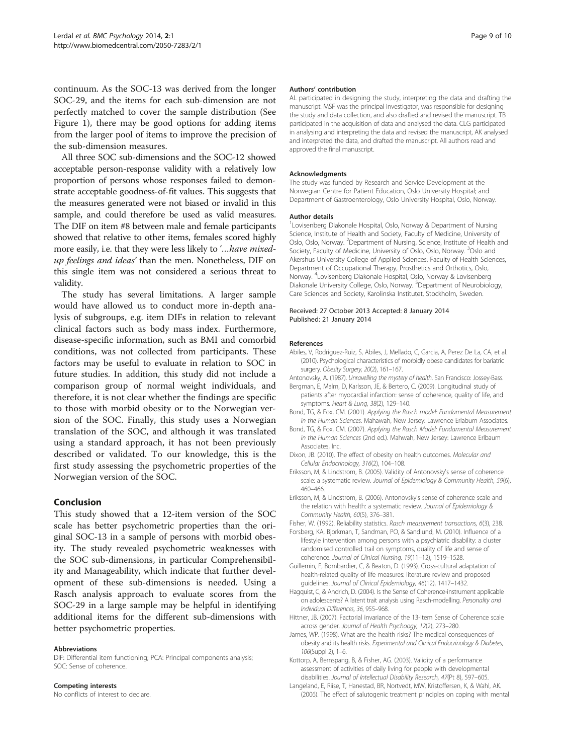continuum. As the SOC-13 was derived from the longer SOC-29, and the items for each sub-dimension are not perfectly matched to cover the sample distribution (See Figure 1), there may be good options for adding items from the larger pool of items to improve the precision of the sub-dimension measures.

All three SOC sub-dimensions and the SOC-12 showed acceptable person-response validity with a relatively low proportion of persons whose responses failed to demonstrate acceptable goodness-of-fit values. This suggests that the measures generated were not biased or invalid in this sample, and could therefore be used as valid measures. The DIF on item #8 between male and female participants showed that relative to other items, females scored highly more easily, i.e. that they were less likely to '*…have mixed-up feelings and ideas*' than the men. Nonetheless, DIF on this single item was not considered a serious threat to validity.

The study has several limitations. A larger sample would have allowed us to conduct more in-depth analysis of subgroups, e.g. item DIFs in relation to relevant clinical factors such as body mass index. Furthermore, disease-specific information, such as BMI and comorbid conditions, was not collected from participants. These factors may be useful to evaluate in relation to SOC in future studies. In addition, this study did not include a comparison group of normal weight individuals, and therefore, it is not clear whether the findings are specific to those with morbid obesity or to the Norwegian version of the SOC. Finally, this study uses a Norwegian translation of the SOC, and although it was translated using a standard approach, it has not been previously described or validated. To our knowledge, this is the first study assessing the psychometric properties of the Norwegian version of the SOC.

## Conclusion

This study showed that a 12-item version of the SOC scale has better psychometric properties than the original SOC-13 in a sample of persons with morbid obesity. The study revealed psychometric weaknesses with the SOC sub-dimensions, in particular Comprehensibility and Manageability, which indicate that further development of these sub-dimensions is needed. Using a Rasch analysis approach to evaluate scores from the SOC-29 in a large sample may be helpful in identifying additional items for the different sub-dimensions with better psychometric properties.

#### Abbreviations

DIF: Differential item functioning; PCA: Principal components analysis; SOC: Sense of coherence.

#### Competing interests

No conflicts of interest to declare.

#### Authors' contribution

AL participated in designing the study, interpreting the data and drafting the manuscript. MSF was the principal investigator, was responsible for designing the study and data collection, and also drafted and revised the manuscript. TB participated in the acquisition of data and analysed the data. CLG participated in analysing and interpreting the data and revised the manuscript, AK analysed and interpreted the data, and drafted the manuscript. All authors read and approved the final manuscript.

#### Acknowledgments

The study was funded by Research and Service Development at the Norwegian Centre for Patient Education, Oslo University Hospital; and Department of Gastroenterology, Oslo University Hospital, Oslo, Norway.

#### Author details

[1]Lovisenberg Diakonale Hospital, Oslo, Norway & Department of Nursing Science, Institute of Health and Society, Faculty of Medicine, University of Oslo, Oslo, Norway. [2]Department of Nursing, Science, Institute of Health and Society, Faculty of Medicine, University of Oslo, Oslo, Norway. [3]Oslo and Akershus University College of Applied Sciences, Faculty of Health Sciences, Department of Occupational Therapy, Prosthetics and Orthotics, Oslo, Norway. [4]Lovisenberg Diakonale Hospital, Oslo, Norway & Lovisenberg Diakonale University College, Oslo, Norway. [5]Department of Neurobiology, Care Sciences and Society, Karolinska Institutet, Stockholm, Sweden.

Received: 27 October 2013 Accepted: 8 January 2014
Published: 21 January 2014

#### References

- Abiles, V, Rodriguez-Ruiz, S, Abiles, J, Mellado, C, Garcia, A, Perez De La, CA, et al. (2010). Psychological characteristics of morbidly obese candidates for bariatric surgery. *Obesity Surgery, 20*(2), 161–167.
- Antonovsky, A. (1987). *Unravelling the mystery of health*. San Francisco: Jossey-Bass.
- Bergman, E, Malm, D, Karlsson, JE, & Bertero, C. (2009). Longitudinal study of patients after myocardial infarction: sense of coherence, quality of life, and symptoms. *Heart & Lung, 38*(2), 129–140.
- Bond, TG, & Fox, CM. (2001). *Applying the Rasch model: Fundamental Measurement in the Human Sciences*. Mahawah, New Jersey: Lawrence Erlabum Associates.
- Bond, TG, & Fox, CM. (2007). *Applying the Rasch Model: Fundamental Measurement in the Human Sciences* (2nd ed.). Mahwah, New Jersey: Lawrence Erlbaum Associates, Inc.
- Dixon, JB. (2010). The effect of obesity on health outcomes. *Molecular and Cellular Endocrinology, 316*(2), 104–108.
- Eriksson, M, & Lindstrom, B. (2005). Validity of Antonovsky's sense of coherence scale: a systematic review. *Journal of Epidemiology & Community Health, 59*(6), 460–466.
- Eriksson, M, & Lindstrom, B. (2006). Antonovsky's sense of coherence scale and the relation with health: a systematic review. *Journal of Epidemiology & Community Health, 60*(5), 376–381.
- Fisher, W. (1992). Reliability statistics. *Rasch measurement transactions, 6*(3), 238.
- Forsberg, KA, Bjorkman, T, Sandman, PO, & Sandlund, M. (2010). Influence of a lifestyle intervention among persons with a psychiatric disability: a cluster randomised controlled trail on symptoms, quality of life and sense of coherence. *Journal of Clinical Nursing, 19*(11–12), 1519–1528.
- Guillemin, F, Bombardier, C, & Beaton, D. (1993). Cross-cultural adaptation of health-related quality of life measures: literature review and proposed guidelines. *Journal of Clinical Epidemiology, 46*(12), 1417–1432.
- Hagquist, C, & Andrich, D. (2004). Is the Sense of Coherence-instrument applicable on adolescents? A latent trait analysis using Rasch-modelling. *Personality and Individual Differences, 36*, 955–968.
- Hittner, JB. (2007). Factorial invariance of the 13-item Sense of Coherence scale across gender. *Journal of Health Psychoogy, 12*(2), 273–280.
- James, WP. (1998). What are the health risks? The medical consequences of obesity and its health risks. *Experimental and Clinical Endocrinology & Diabetes, 106*(Suppl 2), 1–6.
- Kottorp, A, Bernspang, B, & Fisher, AG. (2003). Validity of a performance assessment of activities of daily living for people with developmental disabilities. *Journal of Intellectual Disability Research, 47*(Pt 8), 597–605.
- Langeland, E, Riise, T, Hanestad, BR, Nortvedt, MW, Kristoffersen, K, & Wahl, AK. (2006). The effect of salutogenic treatment principles on coping with mental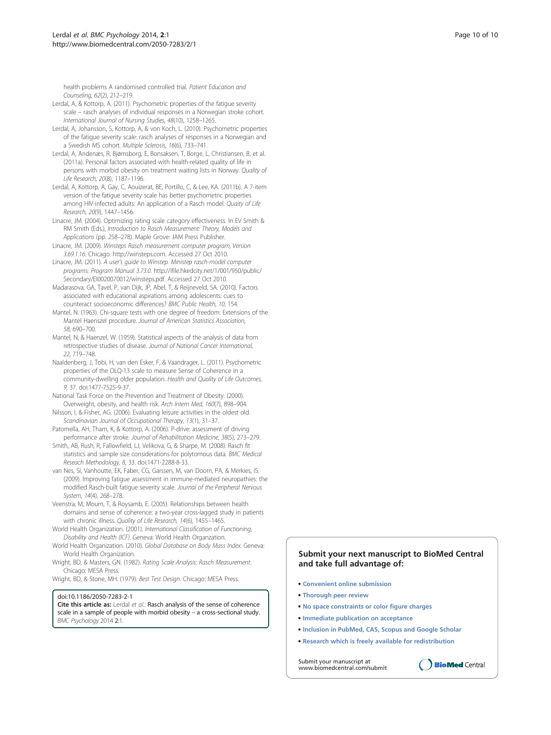health problems A randomised controlled trial. *Patient Education and Counseling, 62*(2), 212–219.

Lerdal, A, & Kottorp, A. (2011). Psychometric properties of the fatigue severity scale – rasch analyses of individual responses in a Norwegian stroke cohort. *International Journal of Nursing Studies, 48*(10), 1258–1265.

Lerdal, A, Johansson, S, Kottorp, A, & von Koch, L. (2010). Psychometric properties of the fatigue severity scale: rasch analyses of responses in a Norwegian and a Swedish MS cohort. *Multiple Sclerosis, 16*(6), 733–741.

Lerdal, A, Andenæs, R, Bjørnsborg, E, Bonsaksen, T, Borge, L, Christiansen, B, et al. (2011a). Personal factors associated with health-related quality of life in persons with morbid obesity on treatment waiting lists in Norway. *Quality of Life Research, 20*(8), 1187–1196.

Lerdal, A, Kottorp, A, Gay, C, Aouizerat, BE, Portillo, C, & Lee, KA. (2011b). A 7-item version of the fatigue severity scale has better psychometric properties among HIV-infected adults: An application of a Rasch model. *Quaity of Life Research, 20*(9), 1447–1456.

Linacre, JM. (2004). Optimizing rating scale category effectiveness. In EV Smith & RM Smith (Eds.), *Introduction to Rasch Measurement: Theory, Models and Applications* (pp. 258–278). Maple Grove: JAM Press Publisher.

Linacre, JM. (2009). *Winsteps Rasch measurement computer program, Version 3.69.1.16*. Chicago. http://winsteps.com. Accessed 27 Oct 2010.

Linacre, JM. (2011). *A user's guide to Winstep. Ministep rasch-model computer programs: Program Manual 3.73.0*. http://ifile.hkedcity.net/1/001/950/public/Secondary/EI0020070012/winsteps.pdf. Accessed 27 Oct 2010.

Madarasova, GA, Tavel, P, van Dijk, JP, Abel, T, & Reijneveld, SA. (2010). Factors associated with educational aspirations among adolescents: cues to counteract socioeconomic differences? *BMC Public Health, 10*, 154.

Mantel, N. (1963). Chi-square tests with one degree of freedom: Extensions of the Mantel Haenszel procedure. *Journal of American Statistics Association, 58*, 690–700.

Mantel, N, & Haenzel, W. (1959). Statistical aspects of the analysis of data from retrospective studies of disease. *Journal of National Cancer International, 22*, 719–748.

Naaldenberg, J, Tobi, H, van den Esker, F, & Vaandrager, L. (2011). Psychometric properties of the OLQ-13 scale to measure Sense of Coherence in a community-dwelling older population. *Health and Quality of Life Outcomes, 9*, 37. doi:1477-7525-9-37.

National Task Force on the Prevention and Treatment of Obesity. (2000). Overweight, obesity, and health risk. *Arch Intern Med, 160*(7), 898–904.

Nilsson, I, & Fisher, AG. (2006). Evaluating leisure activities in the oldest old. *Scandinavian Journal of Occupational Therapy, 13*(1), 31–37.

Patomella, AH, Tham, K, & Kottorp, A. (2006). P-drive: assessment of driving performance after stroke. *Journal of Rehabilitation Medicine, 38*(5), 273–279.

Smith, AB, Rush, R, Fallowfield, LJ, Velikova, G, & Sharpe, M. (2008). Rasch fit statistics and sample size considerations for polytomous data. *BMC Medical Reseach Methodology, 8*, 33. doi:1471-2288-8-33.

van Nes, SI, Vanhoutte, EK, Faber, CG, Garssen, M, van Doorn, PA, & Merkies, IS. (2009). Improving fatigue assessment in immune-mediated neuropathies: the modified Rasch-built fatigue severity scale. *Journal of the Peripheral Nervous System, 14*(4), 268–278.

Veenstra, M, Moum, T, & Roysamb, E. (2005). Relationships between health domains and sense of coherence: a two-year cross-lagged study in patients with chronic illness. *Quality of Life Research, 14*(6), 1455–1465.

World Health Organization. (2001). *International Classification of Functioning, Disability and Health (ICF)*. Geneva: World Health Organzation.

World Health Organization. (2010). *Global Database on Body Mass Index*. Geneva: World Health Organization.

Wright, BD, & Masters, GN. (1982). *Rating Scale Analysis: Rasch Measurement*. Chicago: MESA Press.

Wright, BD, & Stone, MH. (1979). *Best Test Design*. Chicago: MESA Press.

doi:10.1186/2050-7283-2-1

**Cite this article as:** Lerdal *et al.*: Rasch analysis of the sense of coherence scale in a sample of people with morbid obesity – a cross-sectional study. *BMC Psychology* 2014 **2**:1.

**Submit your next manuscript to BioMed Central and take full advantage of:**

- **Convenient online submission**
- **Thorough peer review**
- **No space constraints or color figure charges**
- **Immediate publication on acceptance**
- **Inclusion in PubMed, CAS, Scopus and Google Scholar**
- **Research which is freely available for redistribution**

Submit your manuscript at
www.biomedcentral.com/submit